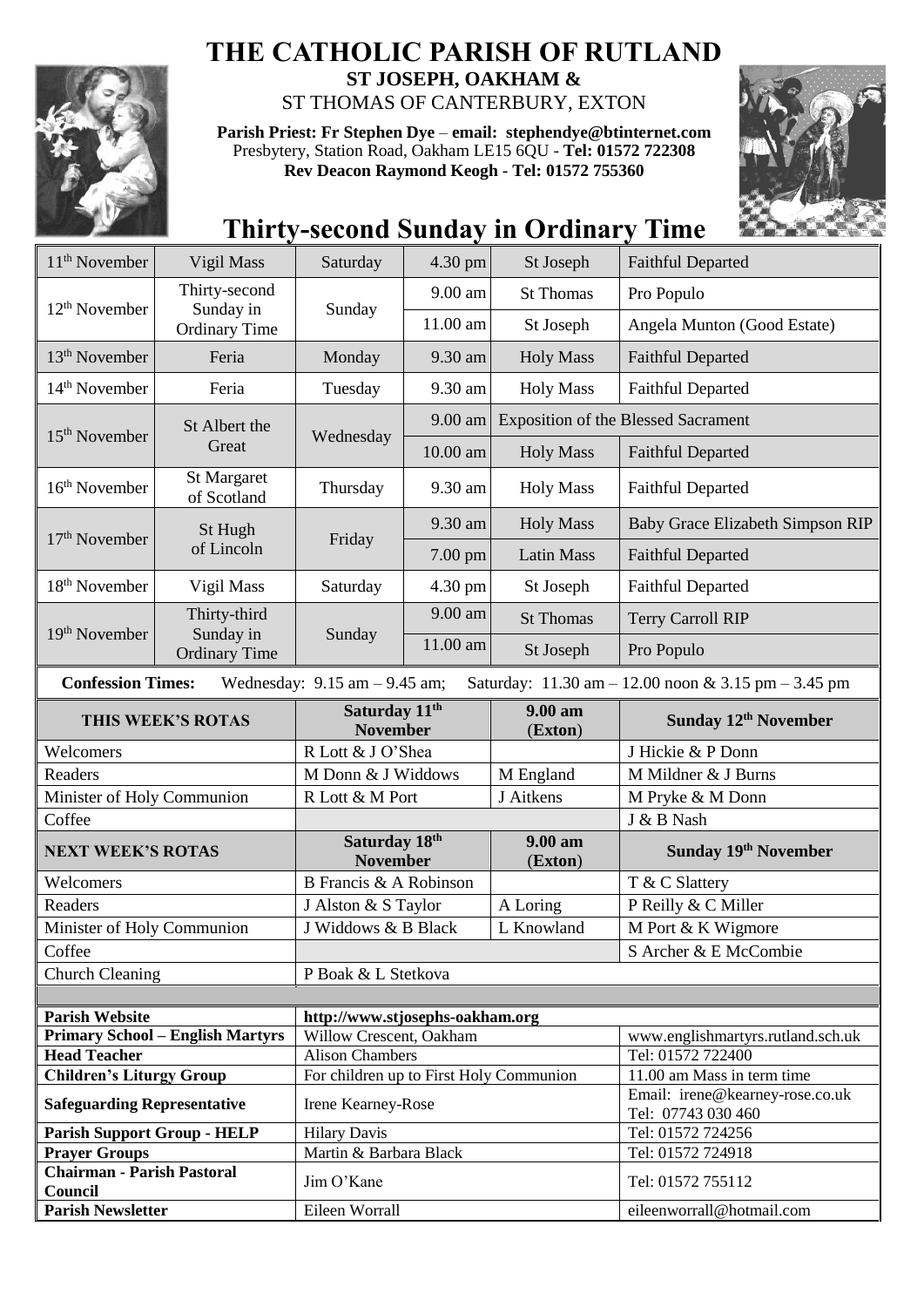# THE CATHOLIC PARISH OF RUTLAND

## ST JOSEPH, OAKHAM &

ST THOMAS OF CANTERBURY, EXTON

**Parish Priest: Fr Stephen Dye** – **email: stephendye@btinternet.com**
Presbytery, Station Road, Oakham LE15 6QU - **Tel: 01572 722308**
**Rev Deacon Raymond Keogh - Tel: 01572 755360**

# Thirty-second Sunday in Ordinary Time

| | | | | | |
|---|---|---|---|---|---|
| 11th November | Vigil Mass | Saturday | 4.30 pm | St Joseph | Faithful Departed |
| 12th November | Thirty-second Sunday in Ordinary Time | Sunday | 9.00 am | St Thomas | Pro Populo |
| | | | 11.00 am | St Joseph | Angela Munton (Good Estate) |
| 13th November | Feria | Monday | 9.30 am | Holy Mass | Faithful Departed |
| 14th November | Feria | Tuesday | 9.30 am | Holy Mass | Faithful Departed |
| 15th November | St Albert the Great | Wednesday | 9.00 am | Exposition of the Blessed Sacrament | |
| | | | 10.00 am | Holy Mass | Faithful Departed |
| 16th November | St Margaret of Scotland | Thursday | 9.30 am | Holy Mass | Faithful Departed |
| 17th November | St Hugh of Lincoln | Friday | 9.30 am | Holy Mass | Baby Grace Elizabeth Simpson RIP |
| | | | 7.00 pm | Latin Mass | Faithful Departed |
| 18th November | Vigil Mass | Saturday | 4.30 pm | St Joseph | Faithful Departed |
| 19th November | Thirty-third Sunday in Ordinary Time | Sunday | 9.00 am | St Thomas | Terry Carroll RIP |
| | | | 11.00 am | St Joseph | Pro Populo |

**Confession Times:** Wednesday: 9.15 am – 9.45 am; Saturday: 11.30 am – 12.00 noon & 3.15 pm – 3.45 pm

| THIS WEEK'S ROTAS | Saturday 11th November | 9.00 am (Exton) | Sunday 12th November |
|---|---|---|---|
| Welcomers | R Lott & J O'Shea | | J Hickie & P Donn |
| Readers | M Donn & J Widdows | M England | M Mildner & J Burns |
| Minister of Holy Communion | R Lott & M Port | J Aitkens | M Pryke & M Donn |
| Coffee | | | J & B Nash |
| **NEXT WEEK'S ROTAS** | **Saturday 18th November** | **9.00 am (Exton)** | **Sunday 19th November** |
| Welcomers | B Francis & A Robinson | | T & C Slattery |
| Readers | J Alston & S Taylor | A Loring | P Reilly & C Miller |
| Minister of Holy Communion | J Widdows & B Black | L Knowland | M Port & K Wigmore |
| Coffee | | | S Archer & E McCombie |
| Church Cleaning | P Boak & L Stetkova | | |

| | | |
|---|---|---|
| **Parish Website** | http://www.stjosephs-oakham.org | |
| **Primary School – English Martyrs** | Willow Crescent, Oakham | www.englishmartyrs.rutland.sch.uk |
| **Head Teacher** | Alison Chambers | Tel: 01572 722400 |
| **Children's Liturgy Group** | For children up to First Holy Communion | 11.00 am Mass in term time |
| **Safeguarding Representative** | Irene Kearney-Rose | Email: irene@kearney-rose.co.uk Tel: 07743 030 460 |
| **Parish Support Group - HELP** | Hilary Davis | Tel: 01572 724256 |
| **Prayer Groups** | Martin & Barbara Black | Tel: 01572 724918 |
| **Chairman - Parish Pastoral Council** | Jim O'Kane | Tel: 01572 755112 |
| **Parish Newsletter** | Eileen Worrall | eileenworrall@hotmail.com |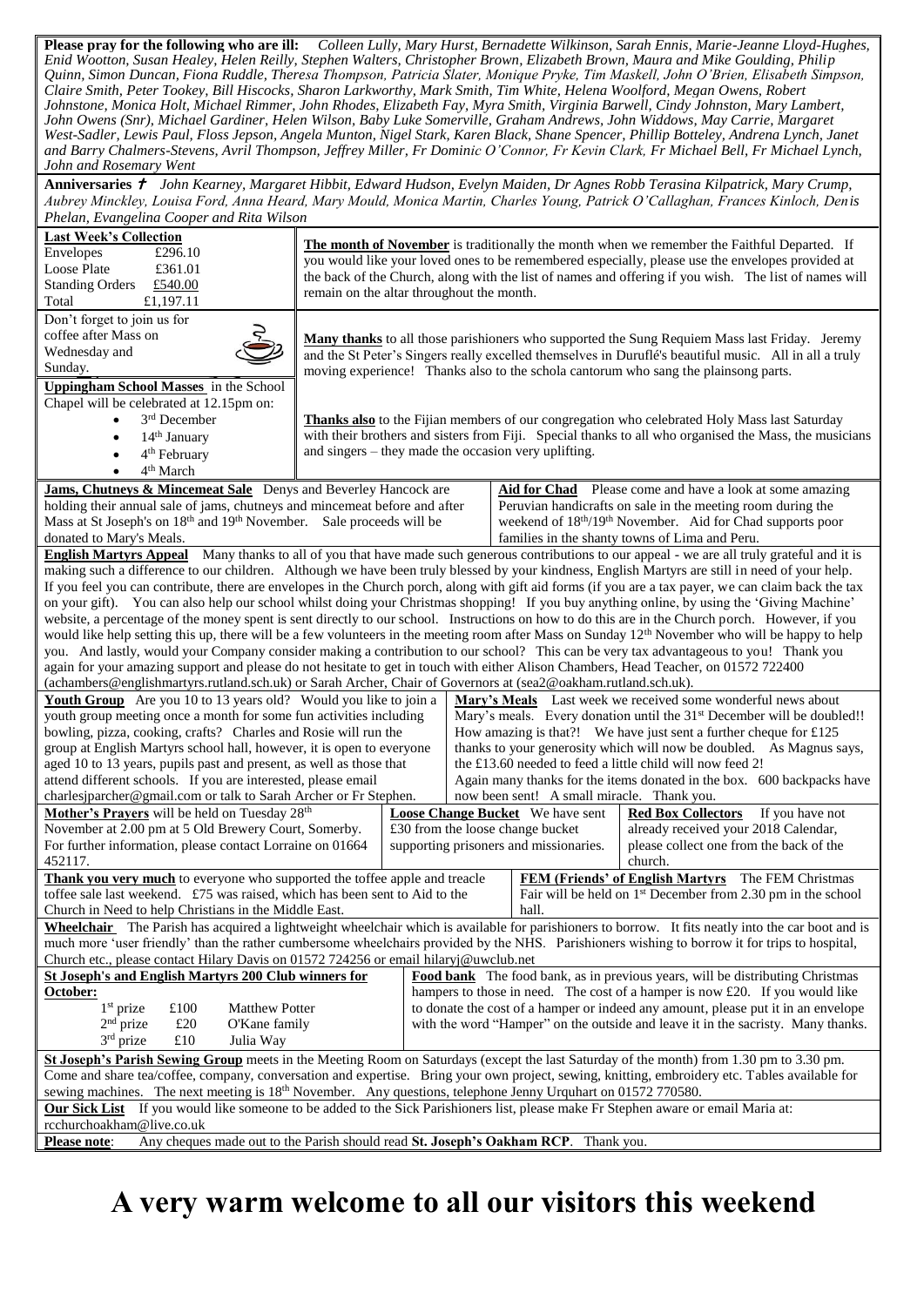**Please pray for the following who are ill:** *Colleen Lully, Mary Hurst, Bernadette Wilkinson, Sarah Ennis, Marie-Jeanne Lloyd-Hughes, Enid Wootton, Susan Healey, Helen Reilly, Stephen Walters, Christopher Brown, Elizabeth Brown, Maura and Mike Goulding, Philip Quinn, Simon Duncan, Fiona Ruddle, Theresa Thompson, Patricia Slater, Monique Pryke, Tim Maskell, John O'Brien, Elisabeth Simpson, Claire Smith, Peter Tookey, Bill Hiscocks, Sharon Larkworthy, Mark Smith, Tim White, Helena Woolford, Megan Owens, Robert Johnstone, Monica Holt, Michael Rimmer, John Rhodes, Elizabeth Fay, Myra Smith, Virginia Barwell, Cindy Johnston, Mary Lambert, John Owens (Snr), Michael Gardiner, Helen Wilson, Baby Luke Somerville, Graham Andrews, John Widdows, May Carrie, Margaret West-Sadler, Lewis Paul, Floss Jepson, Angela Munton, Nigel Stark, Karen Black, Shane Spencer, Phillip Botteley, Andrena Lynch, Janet and Barry Chalmers-Stevens, Avril Thompson, Jeffrey Miller, Fr Dominic O'Connor, Fr Kevin Clark, Fr Michael Bell, Fr Michael Lynch, John and Rosemary Went*

**Anniversaries** ✝ *John Kearney, Margaret Hibbit, Edward Hudson, Evelyn Maiden, Dr Agnes Robb Terasina Kilpatrick, Mary Crump, Aubrey Minckley, Louisa Ford, Anna Heard, Mary Mould, Monica Martin, Charles Young, Patrick O'Callaghan, Frances Kinloch, Denis Phelan, Evangelina Cooper and Rita Wilson*

**Last Week's Collection**

| | |
|---|---|
| Envelopes | £296.10 |
| Loose Plate | £361.01 |
| Standing Orders | £540.00 |
| Total | £1,197.11 |

Don't forget to join us for coffee after Mass on Wednesday and Sunday.

**Uppingham School Masses** in the School Chapel will be celebrated at 12.15pm on:

- 3rd December
- 14th January
- 4th February
- 4th March

**The month of November** is traditionally the month when we remember the Faithful Departed. If you would like your loved ones to be remembered especially, please use the envelopes provided at the back of the Church, along with the list of names and offering if you wish. The list of names will remain on the altar throughout the month.

**Many thanks** to all those parishioners who supported the Sung Requiem Mass last Friday. Jeremy and the St Peter's Singers really excelled themselves in Duruflé's beautiful music. All in all a truly moving experience! Thanks also to the schola cantorum who sang the plainsong parts.

**Thanks also** to the Fijian members of our congregation who celebrated Holy Mass last Saturday with their brothers and sisters from Fiji. Special thanks to all who organised the Mass, the musicians and singers – they made the occasion very uplifting.

**Jams, Chutneys & Mincemeat Sale** Denys and Beverley Hancock are holding their annual sale of jams, chutneys and mincemeat before and after Mass at St Joseph's on 18th and 19th November. Sale proceeds will be donated to Mary's Meals.

**Aid for Chad** Please come and have a look at some amazing Peruvian handicrafts on sale in the meeting room during the weekend of 18th/19th November. Aid for Chad supports poor families in the shanty towns of Lima and Peru.

**English Martyrs Appeal** Many thanks to all of you that have made such generous contributions to our appeal - we are all truly grateful and it is making such a difference to our children. Although we have been truly blessed by your kindness, English Martyrs are still in need of your help. If you feel you can contribute, there are envelopes in the Church porch, along with gift aid forms (if you are a tax payer, we can claim back the tax on your gift). You can also help our school whilst doing your Christmas shopping! If you buy anything online, by using the 'Giving Machine' website, a percentage of the money spent is sent directly to our school. Instructions on how to do this are in the Church porch. However, if you would like help setting this up, there will be a few volunteers in the meeting room after Mass on Sunday 12th November who will be happy to help you. And lastly, would your Company consider making a contribution to our school? This can be very tax advantageous to you! Thank you again for your amazing support and please do not hesitate to get in touch with either Alison Chambers, Head Teacher, on 01572 722400 (achambers@englishmartyrs.rutland.sch.uk) or Sarah Archer, Chair of Governors at (sea2@oakham.rutland.sch.uk).

**Youth Group** Are you 10 to 13 years old? Would you like to join a youth group meeting once a month for some fun activities including bowling, pizza, cooking, crafts? Charles and Rosie will run the group at English Martyrs school hall, however, it is open to everyone aged 10 to 13 years, pupils past and present, as well as those that attend different schools. If you are interested, please email charlesjparcher@gmail.com or talk to Sarah Archer or Fr Stephen.

**Mary's Meals** Last week we received some wonderful news about Mary's meals. Every donation until the 31st December will be doubled!! How amazing is that?! We have just sent a further cheque for £125 thanks to your generosity which will now be doubled. As Magnus says, the £13.60 needed to feed a little child will now feed 2! Again many thanks for the items donated in the box. 600 backpacks have now been sent! A small miracle. Thank you.

**Mother's Prayers** will be held on Tuesday 28th November at 2.00 pm at 5 Old Brewery Court, Somerby. For further information, please contact Lorraine on 01664 452117.

**Loose Change Bucket** We have sent £30 from the loose change bucket supporting prisoners and missionaries.

**Red Box Collectors** If you have not already received your 2018 Calendar, please collect one from the back of the church.

**Thank you very much** to everyone who supported the toffee apple and treacle toffee sale last weekend. £75 was raised, which has been sent to Aid to the Church in Need to help Christians in the Middle East.

**FEM (Friends' of English Martyrs** The FEM Christmas Fair will be held on 1st December from 2.30 pm in the school hall.

**Wheelchair** The Parish has acquired a lightweight wheelchair which is available for parishioners to borrow. It fits neatly into the car boot and is much more 'user friendly' than the rather cumbersome wheelchairs provided by the NHS. Parishioners wishing to borrow it for trips to hospital, Church etc., please contact Hilary Davis on 01572 724256 or email hilaryj@uwclub.net

**St Joseph's and English Martyrs 200 Club winners for October:**

| | | |
|---|---|---|
| 1st prize | £100 | Matthew Potter |
| 2nd prize | £20 | O'Kane family |
| 3rd prize | £10 | Julia Way |

**Food bank** The food bank, as in previous years, will be distributing Christmas hampers to those in need. The cost of a hamper is now £20. If you would like to donate the cost of a hamper or indeed any amount, please put it in an envelope with the word "Hamper" on the outside and leave it in the sacristy. Many thanks.

**St Joseph's Parish Sewing Group** meets in the Meeting Room on Saturdays (except the last Saturday of the month) from 1.30 pm to 3.30 pm. Come and share tea/coffee, company, conversation and expertise. Bring your own project, sewing, knitting, embroidery etc. Tables available for sewing machines. The next meeting is 18th November. Any questions, telephone Jenny Urquhart on 01572 770580.

**Our Sick List** If you would like someone to be added to the Sick Parishioners list, please make Fr Stephen aware or email Maria at: rcchurchoakham@live.co.uk

**Please note**: Any cheques made out to the Parish should read **St. Joseph's Oakham RCP**. Thank you.

# A very warm welcome to all our visitors this weekend